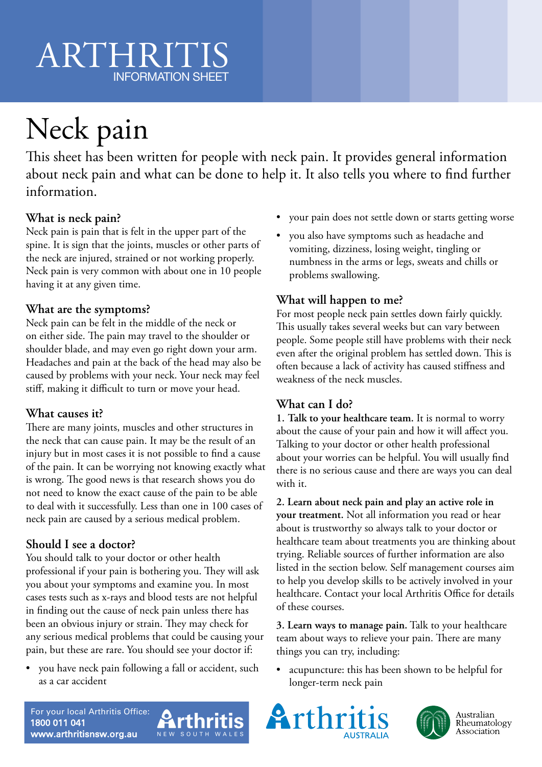# ARTHRITIS
INFORMATION SHEET

# Neck pain

This sheet has been written for people with neck pain. It provides general information about neck pain and what can be done to help it. It also tells you where to find further information.

## What is neck pain?

Neck pain is pain that is felt in the upper part of the spine. It is sign that the joints, muscles or other parts of the neck are injured, strained or not working properly. Neck pain is very common with about one in 10 people having it at any given time.

## What are the symptoms?

Neck pain can be felt in the middle of the neck or on either side. The pain may travel to the shoulder or shoulder blade, and may even go right down your arm. Headaches and pain at the back of the head may also be caused by problems with your neck. Your neck may feel stiff, making it difficult to turn or move your head.

## What causes it?

There are many joints, muscles and other structures in the neck that can cause pain. It may be the result of an injury but in most cases it is not possible to find a cause of the pain. It can be worrying not knowing exactly what is wrong. The good news is that research shows you do not need to know the exact cause of the pain to be able to deal with it successfully. Less than one in 100 cases of neck pain are caused by a serious medical problem.

## Should I see a doctor?

You should talk to your doctor or other health professional if your pain is bothering you. They will ask you about your symptoms and examine you. In most cases tests such as x-rays and blood tests are not helpful in finding out the cause of neck pain unless there has been an obvious injury or strain. They may check for any serious medical problems that could be causing your pain, but these are rare. You should see your doctor if:

- you have neck pain following a fall or accident, such as a car accident
- your pain does not settle down or starts getting worse
- you also have symptoms such as headache and vomiting, dizziness, losing weight, tingling or numbness in the arms or legs, sweats and chills or problems swallowing.

## What will happen to me?

For most people neck pain settles down fairly quickly. This usually takes several weeks but can vary between people. Some people still have problems with their neck even after the original problem has settled down. This is often because a lack of activity has caused stiffness and weakness of the neck muscles.

## What can I do?

**1. Talk to your healthcare team.** It is normal to worry about the cause of your pain and how it will affect you. Talking to your doctor or other health professional about your worries can be helpful. You will usually find there is no serious cause and there are ways you can deal with it.

**2. Learn about neck pain and play an active role in your treatment.** Not all information you read or hear about is trustworthy so always talk to your doctor or healthcare team about treatments you are thinking about trying. Reliable sources of further information are also listed in the section below. Self management courses aim to help you develop skills to be actively involved in your healthcare. Contact your local Arthritis Office for details of these courses.

**3. Learn ways to manage pain.** Talk to your healthcare team about ways to relieve your pain. There are many things you can try, including:

- acupuncture: this has been shown to be helpful for longer-term neck pain

For your local Arthritis Office:
**1800 011 041**
**www.arthritisnsw.org.au**

Arthritis NEW SOUTH WALES | Arthritis AUSTRALIA | Australian Rheumatology Association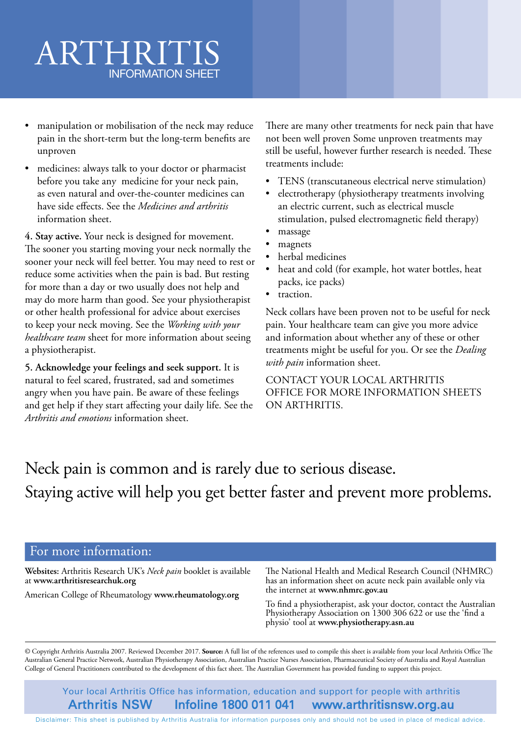- manipulation or mobilisation of the neck may reduce pain in the short-term but the long-term benefits are unproven
- medicines: always talk to your doctor or pharmacist before you take any medicine for your neck pain, as even natural and over-the-counter medicines can have side effects. See the *Medicines and arthritis* information sheet.

**4. Stay active.** Your neck is designed for movement. The sooner you starting moving your neck normally the sooner your neck will feel better. You may need to rest or reduce some activities when the pain is bad. But resting for more than a day or two usually does not help and may do more harm than good. See your physiotherapist or other health professional for advice about exercises to keep your neck moving. See the *Working with your healthcare team* sheet for more information about seeing a physiotherapist.

**5. Acknowledge your feelings and seek support.** It is natural to feel scared, frustrated, sad and sometimes angry when you have pain. Be aware of these feelings and get help if they start affecting your daily life. See the *Arthritis and emotions* information sheet.

There are many other treatments for neck pain that have not been well proven Some unproven treatments may still be useful, however further research is needed. These treatments include:

- TENS (transcutaneous electrical nerve stimulation)
- electrotherapy (physiotherapy treatments involving an electric current, such as electrical muscle stimulation, pulsed electromagnetic field therapy)
- massage
- magnets
- herbal medicines
- heat and cold (for example, hot water bottles, heat packs, ice packs)
- traction.

Neck collars have been proven not to be useful for neck pain. Your healthcare team can give you more advice and information about whether any of these or other treatments might be useful for you. Or see the *Dealing with pain* information sheet.

CONTACT YOUR LOCAL ARTHRITIS OFFICE FOR MORE INFORMATION SHEETS ON ARTHRITIS.

## Neck pain is common and is rarely due to serious disease. Staying active will help you get better faster and prevent more problems.

## For more information:

**Websites:** Arthritis Research UK's *Neck pain* booklet is available at **www.arthritisresearchuk.org**

American College of Rheumatology **www.rheumatology.org**

The National Health and Medical Research Council (NHMRC) has an information sheet on acute neck pain available only via the internet at **www.nhmrc.gov.au**

To find a physiotherapist, ask your doctor, contact the Australian Physiotherapy Association on 1300 306 622 or use the 'find a physio' tool at **www.physiotherapy.asn.au**

© Copyright Arthritis Australia 2007. Reviewed December 2017. **Source:** A full list of the references used to compile this sheet is available from your local Arthritis Office The Australian General Practice Network, Australian Physiotherapy Association, Australian Practice Nurses Association, Pharmaceutical Society of Australia and Royal Australian College of General Practitioners contributed to the development of this fact sheet. The Australian Government has provided funding to support this project.

Your local Arthritis Office has information, education and support for people with arthritis

**Arthritis NSW** **Infoline 1800 011 041** **www.arthritisnsw.org.au**

Disclaimer: This sheet is published by Arthritis Australia for information purposes only and should not be used in place of medical advice.